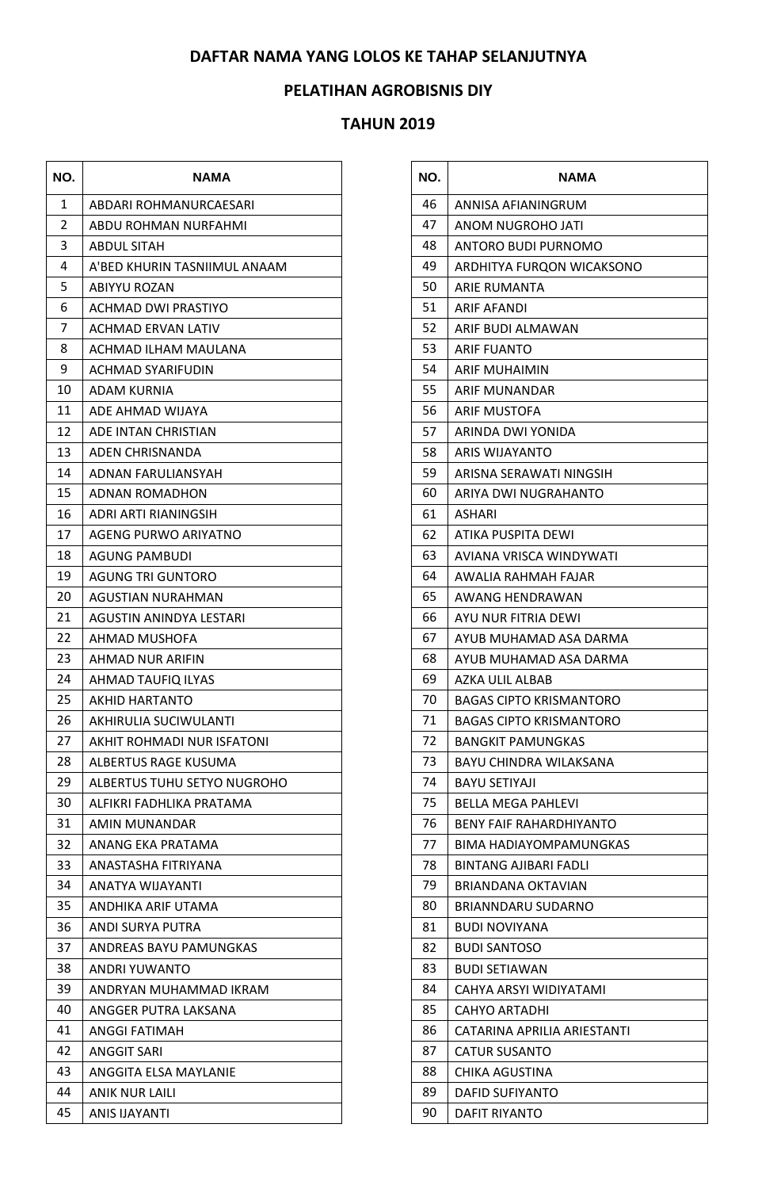**DAFTAR NAMA YANG LOLOS KE TAHAP SELANJUTNYA**

**PELATIHAN AGROBISNIS DIY**

**TAHUN 2019**

| NO. | NAMA |
|---|---|
| 1 | ABDARI ROHMANURCAESARI |
| 2 | ABDU ROHMAN NURFAHMI |
| 3 | ABDUL SITAH |
| 4 | A'BED KHURIN TASNIIMUL ANAAM |
| 5 | ABIYYU ROZAN |
| 6 | ACHMAD DWI PRASTIYO |
| 7 | ACHMAD ERVAN LATIV |
| 8 | ACHMAD ILHAM MAULANA |
| 9 | ACHMAD SYARIFUDIN |
| 10 | ADAM KURNIA |
| 11 | ADE AHMAD WIJAYA |
| 12 | ADE INTAN CHRISTIAN |
| 13 | ADEN CHRISNANDA |
| 14 | ADNAN FARULIANSYAH |
| 15 | ADNAN ROMADHON |
| 16 | ADRI ARTI RIANINGSIH |
| 17 | AGENG PURWO ARIYATNO |
| 18 | AGUNG PAMBUDI |
| 19 | AGUNG TRI GUNTORO |
| 20 | AGUSTIAN NURAHMAN |
| 21 | AGUSTIN ANINDYA LESTARI |
| 22 | AHMAD MUSHOFA |
| 23 | AHMAD NUR ARIFIN |
| 24 | AHMAD TAUFIQ ILYAS |
| 25 | AKHID HARTANTO |
| 26 | AKHIRULIA SUCIWULANTI |
| 27 | AKHIT ROHMADI NUR ISFATONI |
| 28 | ALBERTUS RAGE KUSUMA |
| 29 | ALBERTUS TUHU SETYO NUGROHO |
| 30 | ALFIKRI FADHLIKA PRATAMA |
| 31 | AMIN MUNANDAR |
| 32 | ANANG EKA PRATAMA |
| 33 | ANASTASHA FITRIYANA |
| 34 | ANATYA WIJAYANTI |
| 35 | ANDHIKA ARIF UTAMA |
| 36 | ANDI SURYA PUTRA |
| 37 | ANDREAS BAYU PAMUNGKAS |
| 38 | ANDRI YUWANTO |
| 39 | ANDRYAN MUHAMMAD IKRAM |
| 40 | ANGGER PUTRA LAKSANA |
| 41 | ANGGI FATIMAH |
| 42 | ANGGIT SARI |
| 43 | ANGGITA ELSA MAYLANIE |
| 44 | ANIK NUR LAILI |
| 45 | ANIS IJAYANTI |
| 46 | ANNISA AFIANINGRUM |
| 47 | ANOM NUGROHO JATI |
| 48 | ANTORO BUDI PURNOMO |
| 49 | ARDHITYA FURQON WICAKSONO |
| 50 | ARIE RUMANTA |
| 51 | ARIF AFANDI |
| 52 | ARIF BUDI ALMAWAN |
| 53 | ARIF FUANTO |
| 54 | ARIF MUHAIMIN |
| 55 | ARIF MUNANDAR |
| 56 | ARIF MUSTOFA |
| 57 | ARINDA DWI YONIDA |
| 58 | ARIS WIJAYANTO |
| 59 | ARISNA SERAWATI NINGSIH |
| 60 | ARIYA DWI NUGRAHANTO |
| 61 | ASHARI |
| 62 | ATIKA PUSPITA DEWI |
| 63 | AVIANA VRISCA WINDYWATI |
| 64 | AWALIA RAHMAH FAJAR |
| 65 | AWANG HENDRAWAN |
| 66 | AYU NUR FITRIA DEWI |
| 67 | AYUB MUHAMAD ASA DARMA |
| 68 | AYUB MUHAMAD ASA DARMA |
| 69 | AZKA ULIL ALBAB |
| 70 | BAGAS CIPTO KRISMANTORO |
| 71 | BAGAS CIPTO KRISMANTORO |
| 72 | BANGKIT PAMUNGKAS |
| 73 | BAYU CHINDRA WILAKSANA |
| 74 | BAYU SETIYAJI |
| 75 | BELLA MEGA PAHLEVI |
| 76 | BENY FAIF RAHARDHIYANTO |
| 77 | BIMA HADIAYOMPAMUNGKAS |
| 78 | BINTANG AJIBARI FADLI |
| 79 | BRIANDANA OKTAVIAN |
| 80 | BRIANNDARU SUDARNO |
| 81 | BUDI NOVIYANA |
| 82 | BUDI SANTOSO |
| 83 | BUDI SETIAWAN |
| 84 | CAHYA ARSYI WIDIYATAMI |
| 85 | CAHYO ARTADHI |
| 86 | CATARINA APRILIA ARIESTANTI |
| 87 | CATUR SUSANTO |
| 88 | CHIKA AGUSTINA |
| 89 | DAFID SUFIYANTO |
| 90 | DAFIT RIYANTO |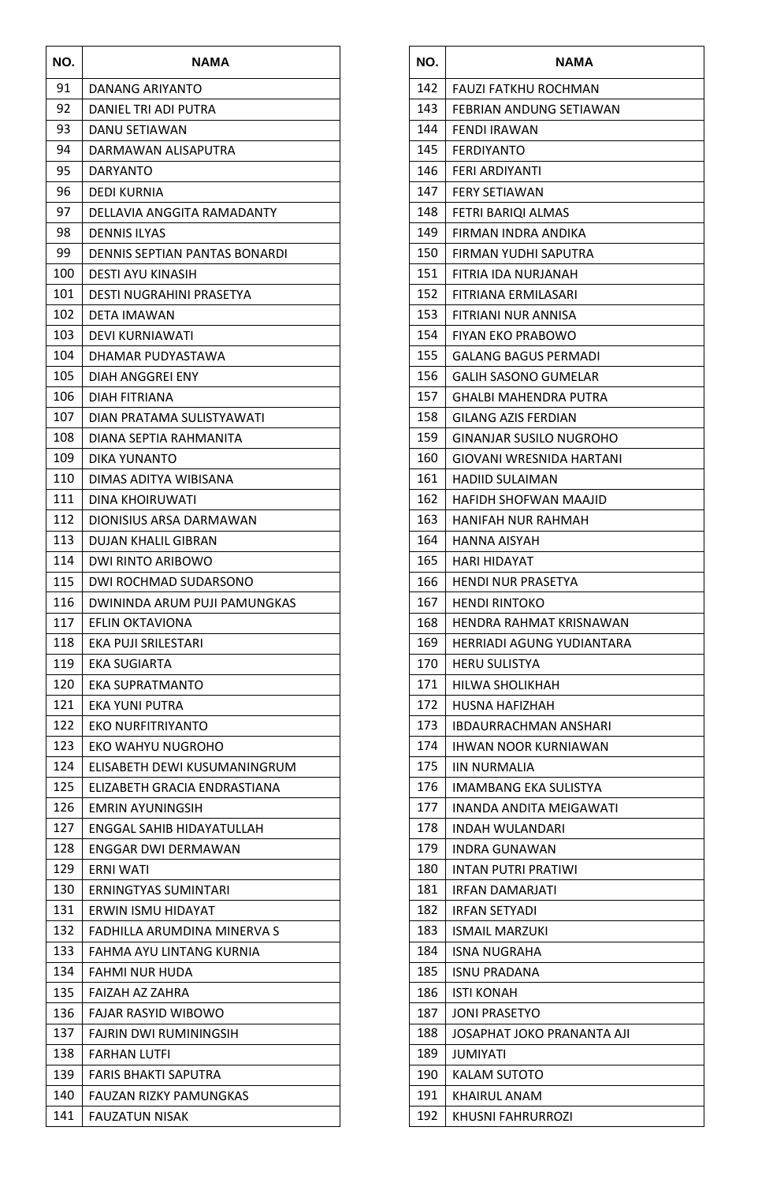| NO. | NAMA |
|---|---|
| 91 | DANANG ARIYANTO |
| 92 | DANIEL TRI ADI PUTRA |
| 93 | DANU SETIAWAN |
| 94 | DARMAWAN ALISAPUTRA |
| 95 | DARYANTO |
| 96 | DEDI KURNIA |
| 97 | DELLAVIA ANGGITA RAMADANTY |
| 98 | DENNIS ILYAS |
| 99 | DENNIS SEPTIAN PANTAS BONARDI |
| 100 | DESTI AYU KINASIH |
| 101 | DESTI NUGRAHINI PRASETYA |
| 102 | DETA IMAWAN |
| 103 | DEVI KURNIAWATI |
| 104 | DHAMAR PUDYASTAWA |
| 105 | DIAH ANGGREI ENY |
| 106 | DIAH FITRIANA |
| 107 | DIAN PRATAMA SULISTYAWATI |
| 108 | DIANA SEPTIA RAHMANITA |
| 109 | DIKA YUNANTO |
| 110 | DIMAS ADITYA WIBISANA |
| 111 | DINA KHOIRUWATI |
| 112 | DIONISIUS ARSA DARMAWAN |
| 113 | DUJAN KHALIL GIBRAN |
| 114 | DWI RINTO ARIBOWO |
| 115 | DWI ROCHMAD SUDARSONO |
| 116 | DWININDA ARUM PUJI PAMUNGKAS |
| 117 | EFLIN OKTAVIONA |
| 118 | EKA PUJI SRILESTARI |
| 119 | EKA SUGIARTA |
| 120 | EKA SUPRATMANTO |
| 121 | EKA YUNI PUTRA |
| 122 | EKO NURFITRIYANTO |
| 123 | EKO WAHYU NUGROHO |
| 124 | ELISABETH DEWI KUSUMANINGRUM |
| 125 | ELIZABETH GRACIA ENDRASTIANA |
| 126 | EMRIN AYUNINGSIH |
| 127 | ENGGAL SAHIB HIDAYATULLAH |
| 128 | ENGGAR DWI DERMAWAN |
| 129 | ERNI WATI |
| 130 | ERNINGTYAS SUMINTARI |
| 131 | ERWIN ISMU HIDAYAT |
| 132 | FADHILLA ARUMDINA MINERVA S |
| 133 | FAHMA AYU LINTANG KURNIA |
| 134 | FAHMI NUR HUDA |
| 135 | FAIZAH AZ ZAHRA |
| 136 | FAJAR RASYID WIBOWO |
| 137 | FAJRIN DWI RUMININGSIH |
| 138 | FARHAN LUTFI |
| 139 | FARIS BHAKTI SAPUTRA |
| 140 | FAUZAN RIZKY PAMUNGKAS |
| 141 | FAUZATUN NISAK |
| 142 | FAUZI FATKHU ROCHMAN |
| 143 | FEBRIAN ANDUNG SETIAWAN |
| 144 | FENDI IRAWAN |
| 145 | FERDIYANTO |
| 146 | FERI ARDIYANTI |
| 147 | FERY SETIAWAN |
| 148 | FETRI BARIQI ALMAS |
| 149 | FIRMAN INDRA ANDIKA |
| 150 | FIRMAN YUDHI SAPUTRA |
| 151 | FITRIA IDA NURJANAH |
| 152 | FITRIANA ERMILASARI |
| 153 | FITRIANI NUR ANNISA |
| 154 | FIYAN EKO PRABOWO |
| 155 | GALANG BAGUS PERMADI |
| 156 | GALIH SASONO GUMELAR |
| 157 | GHALBI MAHENDRA PUTRA |
| 158 | GILANG AZIS FERDIAN |
| 159 | GINANJAR SUSILO NUGROHO |
| 160 | GIOVANI WRESNIDA HARTANI |
| 161 | HADIID SULAIMAN |
| 162 | HAFIDH SHOFWAN MAAJID |
| 163 | HANIFAH NUR RAHMAH |
| 164 | HANNA AISYAH |
| 165 | HARI HIDAYAT |
| 166 | HENDI NUR PRASETYA |
| 167 | HENDI RINTOKO |
| 168 | HENDRA RAHMAT KRISNAWAN |
| 169 | HERRIADI AGUNG YUDIANTARA |
| 170 | HERU SULISTYA |
| 171 | HILWA SHOLIKHAH |
| 172 | HUSNA HAFIZHAH |
| 173 | IBDAURRACHMAN ANSHARI |
| 174 | IHWAN NOOR KURNIAWAN |
| 175 | IIN NURMALIA |
| 176 | IMAMBANG EKA SULISTYA |
| 177 | INANDA ANDITA MEIGAWATI |
| 178 | INDAH WULANDARI |
| 179 | INDRA GUNAWAN |
| 180 | INTAN PUTRI PRATIWI |
| 181 | IRFAN DAMARJATI |
| 182 | IRFAN SETYADI |
| 183 | ISMAIL MARZUKI |
| 184 | ISNA NUGRAHA |
| 185 | ISNU PRADANA |
| 186 | ISTI KONAH |
| 187 | JONI PRASETYO |
| 188 | JOSAPHAT JOKO PRANANTA AJI |
| 189 | JUMIYATI |
| 190 | KALAM SUTOTO |
| 191 | KHAIRUL ANAM |
| 192 | KHUSNI FAHRURROZI |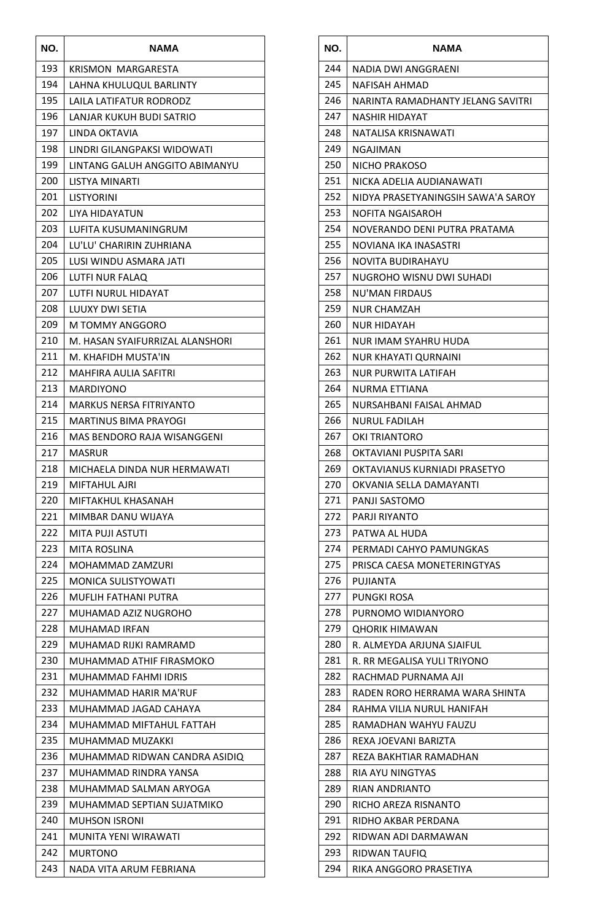| NO. | NAMA |
|---|---|
| 193 | KRISMON  MARGARESTA |
| 194 | LAHNA KHULUQUL BARLINTY |
| 195 | LAILA LATIFATUR RODRODZ |
| 196 | LANJAR KUKUH BUDI SATRIO |
| 197 | LINDA OKTAVIA |
| 198 | LINDRI GILANGPAKSI WIDOWATI |
| 199 | LINTANG GALUH ANGGITO ABIMANYU |
| 200 | LISTYA MINARTI |
| 201 | LISTYORINI |
| 202 | LIYA HIDAYATUN |
| 203 | LUFITA KUSUMANINGRUM |
| 204 | LU'LU' CHARIRIN ZUHRIANA |
| 205 | LUSI WINDU ASMARA JATI |
| 206 | LUTFI NUR FALAQ |
| 207 | LUTFI NURUL HIDAYAT |
| 208 | LUUXY DWI SETIA |
| 209 | M TOMMY ANGGORO |
| 210 | M. HASAN SYAIFURRIZAL ALANSHORI |
| 211 | M. KHAFIDH MUSTA'IN |
| 212 | MAHFIRA AULIA SAFITRI |
| 213 | MARDIYONO |
| 214 | MARKUS NERSA FITRIYANTO |
| 215 | MARTINUS BIMA PRAYOGI |
| 216 | MAS BENDORO RAJA WISANGGENI |
| 217 | MASRUR |
| 218 | MICHAELA DINDA NUR HERMAWATI |
| 219 | MIFTAHUL AJRI |
| 220 | MIFTAKHUL KHASANAH |
| 221 | MIMBAR DANU WIJAYA |
| 222 | MITA PUJI ASTUTI |
| 223 | MITA ROSLINA |
| 224 | MOHAMMAD ZAMZURI |
| 225 | MONICA SULISTYOWATI |
| 226 | MUFLIH FATHANI PUTRA |
| 227 | MUHAMAD AZIZ NUGROHO |
| 228 | MUHAMAD IRFAN |
| 229 | MUHAMAD RIJKI RAMRAMD |
| 230 | MUHAMMAD ATHIF FIRASMOKO |
| 231 | MUHAMMAD FAHMI IDRIS |
| 232 | MUHAMMAD HARIR MA'RUF |
| 233 | MUHAMMAD JAGAD CAHAYA |
| 234 | MUHAMMAD MIFTAHUL FATTAH |
| 235 | MUHAMMAD MUZAKKI |
| 236 | MUHAMMAD RIDWAN CANDRA ASIDIQ |
| 237 | MUHAMMAD RINDRA YANSA |
| 238 | MUHAMMAD SALMAN ARYOGA |
| 239 | MUHAMMAD SEPTIAN SUJATMIKO |
| 240 | MUHSON ISRONI |
| 241 | MUNITA YENI WIRAWATI |
| 242 | MURTONO |
| 243 | NADA VITA ARUM FEBRIANA |
| 244 | NADIA DWI ANGGRAENI |
| 245 | NAFISAH AHMAD |
| 246 | NARINTA RAMADHANTY JELANG SAVITRI |
| 247 | NASHIR HIDAYAT |
| 248 | NATALISA KRISNAWATI |
| 249 | NGAJIMAN |
| 250 | NICHO PRAKOSO |
| 251 | NICKA ADELIA AUDIANAWATI |
| 252 | NIDYA PRASETYANINGSIH SAWA'A SAROY |
| 253 | NOFITA NGAISAROH |
| 254 | NOVERANDO DENI PUTRA PRATAMA |
| 255 | NOVIANA IKA INASASTRI |
| 256 | NOVITA BUDIRAHAYU |
| 257 | NUGROHO WISNU DWI SUHADI |
| 258 | NU'MAN FIRDAUS |
| 259 | NUR CHAMZAH |
| 260 | NUR HIDAYAH |
| 261 | NUR IMAM SYAHRU HUDA |
| 262 | NUR KHAYATI QURNAINI |
| 263 | NUR PURWITA LATIFAH |
| 264 | NURMA ETTIANA |
| 265 | NURSAHBANI FAISAL AHMAD |
| 266 | NURUL FADILAH |
| 267 | OKI TRIANTORO |
| 268 | OKTAVIANI PUSPITA SARI |
| 269 | OKTAVIANUS KURNIADI PRASETYO |
| 270 | OKVANIA SELLA DAMAYANTI |
| 271 | PANJI SASTOMO |
| 272 | PARJI RIYANTO |
| 273 | PATWA AL HUDA |
| 274 | PERMADI CAHYO PAMUNGKAS |
| 275 | PRISCA CAESA MONETERINGTYAS |
| 276 | PUJIANTA |
| 277 | PUNGKI ROSA |
| 278 | PURNOMO WIDIANYORO |
| 279 | QHORIK HIMAWAN |
| 280 | R. ALMEYDA ARJUNA SJAIFUL |
| 281 | R. RR MEGALISA YULI TRIYONO |
| 282 | RACHMAD PURNAMA AJI |
| 283 | RADEN RORO HERRAMA WARA SHINTA |
| 284 | RAHMA VILIA NURUL HANIFAH |
| 285 | RAMADHAN WAHYU FAUZU |
| 286 | REXA JOEVANI BARIZTA |
| 287 | REZA BAKHTIAR RAMADHAN |
| 288 | RIA AYU NINGTYAS |
| 289 | RIAN ANDRIANTO |
| 290 | RICHO AREZA RISNANTO |
| 291 | RIDHO AKBAR PERDANA |
| 292 | RIDWAN ADI DARMAWAN |
| 293 | RIDWAN TAUFIQ |
| 294 | RIKA ANGGORO PRASETIYA |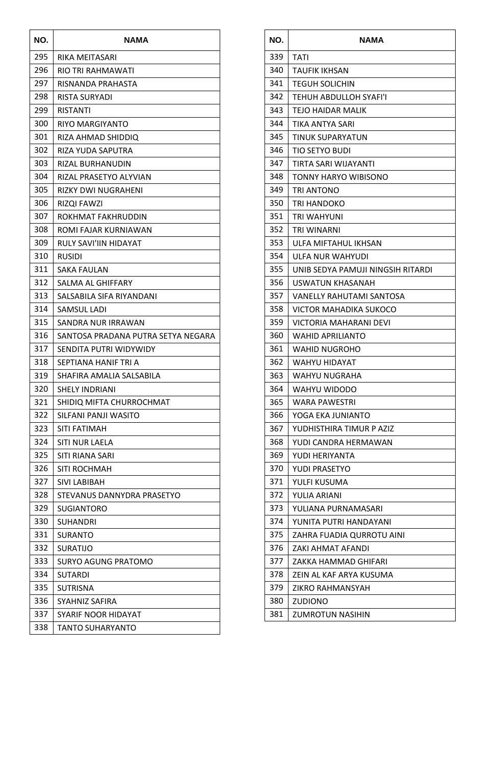| NO. | NAMA |
|---|---|
| 295 | RIKA MEITASARI |
| 296 | RIO TRI RAHMAWATI |
| 297 | RISNANDA PRAHASTA |
| 298 | RISTA SURYADI |
| 299 | RISTANTI |
| 300 | RIYO MARGIYANTO |
| 301 | RIZA AHMAD SHIDDIQ |
| 302 | RIZA YUDA SAPUTRA |
| 303 | RIZAL BURHANUDIN |
| 304 | RIZAL PRASETYO ALYVIAN |
| 305 | RIZKY DWI NUGRAHENI |
| 306 | RIZQI FAWZI |
| 307 | ROKHMAT FAKHRUDDIN |
| 308 | ROMI FAJAR KURNIAWAN |
| 309 | RULY SAVI'IIN HIDAYAT |
| 310 | RUSIDI |
| 311 | SAKA FAULAN |
| 312 | SALMA AL GHIFFARY |
| 313 | SALSABILA SIFA RIYANDANI |
| 314 | SAMSUL LADI |
| 315 | SANDRA NUR IRRAWAN |
| 316 | SANTOSA PRADANA PUTRA SETYA NEGARA |
| 317 | SENDITA PUTRI WIDYWIDY |
| 318 | SEPTIANA HANIF TRI A |
| 319 | SHAFIRA AMALIA SALSABILA |
| 320 | SHELY INDRIANI |
| 321 | SHIDIQ MIFTA CHURROCHMAT |
| 322 | SILFANI PANJI WASITO |
| 323 | SITI FATIMAH |
| 324 | SITI NUR LAELA |
| 325 | SITI RIANA SARI |
| 326 | SITI ROCHMAH |
| 327 | SIVI LABIBAH |
| 328 | STEVANUS DANNYDRA PRASETYO |
| 329 | SUGIANTORO |
| 330 | SUHANDRI |
| 331 | SURANTO |
| 332 | SURATIJO |
| 333 | SURYO AGUNG PRATOMO |
| 334 | SUTARDI |
| 335 | SUTRISNA |
| 336 | SYAHNIZ SAFIRA |
| 337 | SYARIF NOOR HIDAYAT |
| 338 | TANTO SUHARYANTO |
| 339 | TATI |
| 340 | TAUFIK IKHSAN |
| 341 | TEGUH SOLICHIN |
| 342 | TEHUH ABDULLOH SYAFI'I |
| 343 | TEJO HAIDAR MALIK |
| 344 | TIKA ANTYA SARI |
| 345 | TINUK SUPARYATUN |
| 346 | TIO SETYO BUDI |
| 347 | TIRTA SARI WIJAYANTI |
| 348 | TONNY HARYO WIBISONO |
| 349 | TRI ANTONO |
| 350 | TRI HANDOKO |
| 351 | TRI WAHYUNI |
| 352 | TRI WINARNI |
| 353 | ULFA MIFTAHUL IKHSAN |
| 354 | ULFA NUR WAHYUDI |
| 355 | UNIB SEDYA PAMUJI NINGSIH RITARDI |
| 356 | USWATUN KHASANAH |
| 357 | VANELLY RAHUTAMI SANTOSA |
| 358 | VICTOR MAHADIKA SUKOCO |
| 359 | VICTORIA MAHARANI DEVI |
| 360 | WAHID APRILIANTO |
| 361 | WAHID NUGROHO |
| 362 | WAHYU HIDAYAT |
| 363 | WAHYU NUGRAHA |
| 364 | WAHYU WIDODO |
| 365 | WARA PAWESTRI |
| 366 | YOGA EKA JUNIANTO |
| 367 | YUDHISTHIRA TIMUR P AZIZ |
| 368 | YUDI CANDRA HERMAWAN |
| 369 | YUDI HERIYANTA |
| 370 | YUDI PRASETYO |
| 371 | YULFI KUSUMA |
| 372 | YULIA ARIANI |
| 373 | YULIANA PURNAMASARI |
| 374 | YUNITA PUTRI HANDAYANI |
| 375 | ZAHRA FUADIA QURROTU AINI |
| 376 | ZAKI AHMAT AFANDI |
| 377 | ZAKKA HAMMAD GHIFARI |
| 378 | ZEIN AL KAF ARYA KUSUMA |
| 379 | ZIKRO RAHMANSYAH |
| 380 | ZUDIONO |
| 381 | ZUMROTUN NASIHIN |